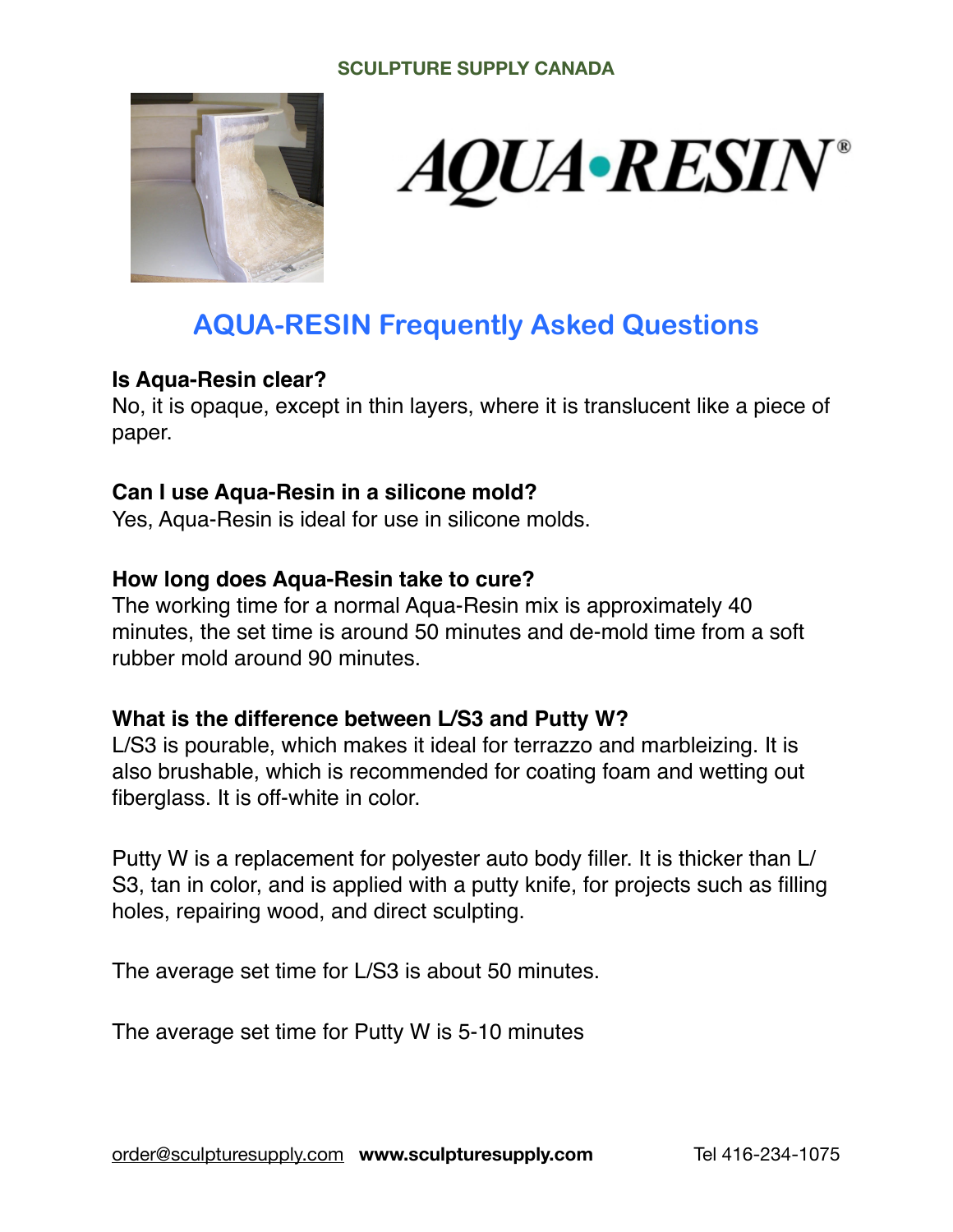SCULPTURE SUPPLY CANADA

AQUA•RESIN®

# AQUA-RESIN Frequently Asked Questions

**Is Aqua-Resin clear?**
No, it is opaque, except in thin layers, where it is translucent like a piece of paper.

**Can I use Aqua-Resin in a silicone mold?**
Yes, Aqua-Resin is ideal for use in silicone molds.

**How long does Aqua-Resin take to cure?**
The working time for a normal Aqua-Resin mix is approximately 40 minutes, the set time is around 50 minutes and de-mold time from a soft rubber mold around 90 minutes.

**What is the difference between L/S3 and Putty W?**
L/S3 is pourable, which makes it ideal for terrazzo and marbleizing. It is also brushable, which is recommended for coating foam and wetting out fiberglass. It is off-white in color.

Putty W is a replacement for polyester auto body filler. It is thicker than L/S3, tan in color, and is applied with a putty knife, for projects such as filling holes, repairing wood, and direct sculpting.

The average set time for L/S3 is about 50 minutes.

The average set time for Putty W is 5-10 minutes

order@sculpturesupply.com **www.sculpturesupply.com** Tel 416-234-1075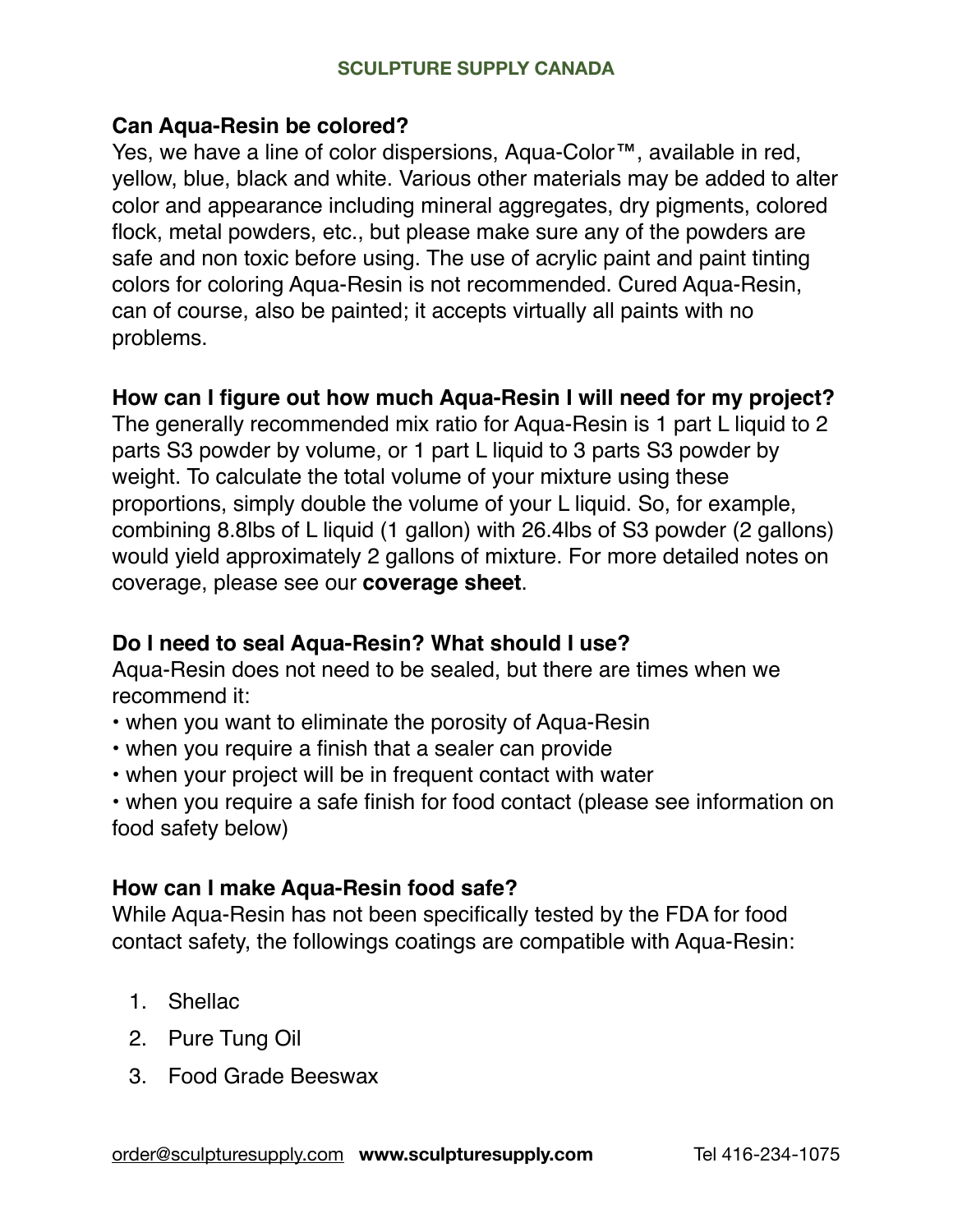**Can Aqua-Resin be colored?**

Yes, we have a line of color dispersions, Aqua-Color™, available in red, yellow, blue, black and white. Various other materials may be added to alter color and appearance including mineral aggregates, dry pigments, colored flock, metal powders, etc., but please make sure any of the powders are safe and non toxic before using. The use of acrylic paint and paint tinting colors for coloring Aqua-Resin is not recommended. Cured Aqua-Resin, can of course, also be painted; it accepts virtually all paints with no problems.

**How can I figure out how much Aqua-Resin I will need for my project?**

The generally recommended mix ratio for Aqua-Resin is 1 part L liquid to 2 parts S3 powder by volume, or 1 part L liquid to 3 parts S3 powder by weight. To calculate the total volume of your mixture using these proportions, simply double the volume of your L liquid. So, for example, combining 8.8lbs of L liquid (1 gallon) with 26.4lbs of S3 powder (2 gallons) would yield approximately 2 gallons of mixture. For more detailed notes on coverage, please see our **coverage sheet**.

**Do I need to seal Aqua-Resin? What should I use?**

Aqua-Resin does not need to be sealed, but there are times when we recommend it:

- when you want to eliminate the porosity of Aqua-Resin
- when you require a finish that a sealer can provide
- when your project will be in frequent contact with water
- when you require a safe finish for food contact (please see information on food safety below)

**How can I make Aqua-Resin food safe?**

While Aqua-Resin has not been specifically tested by the FDA for food contact safety, the followings coatings are compatible with Aqua-Resin:

1. Shellac
2. Pure Tung Oil
3. Food Grade Beeswax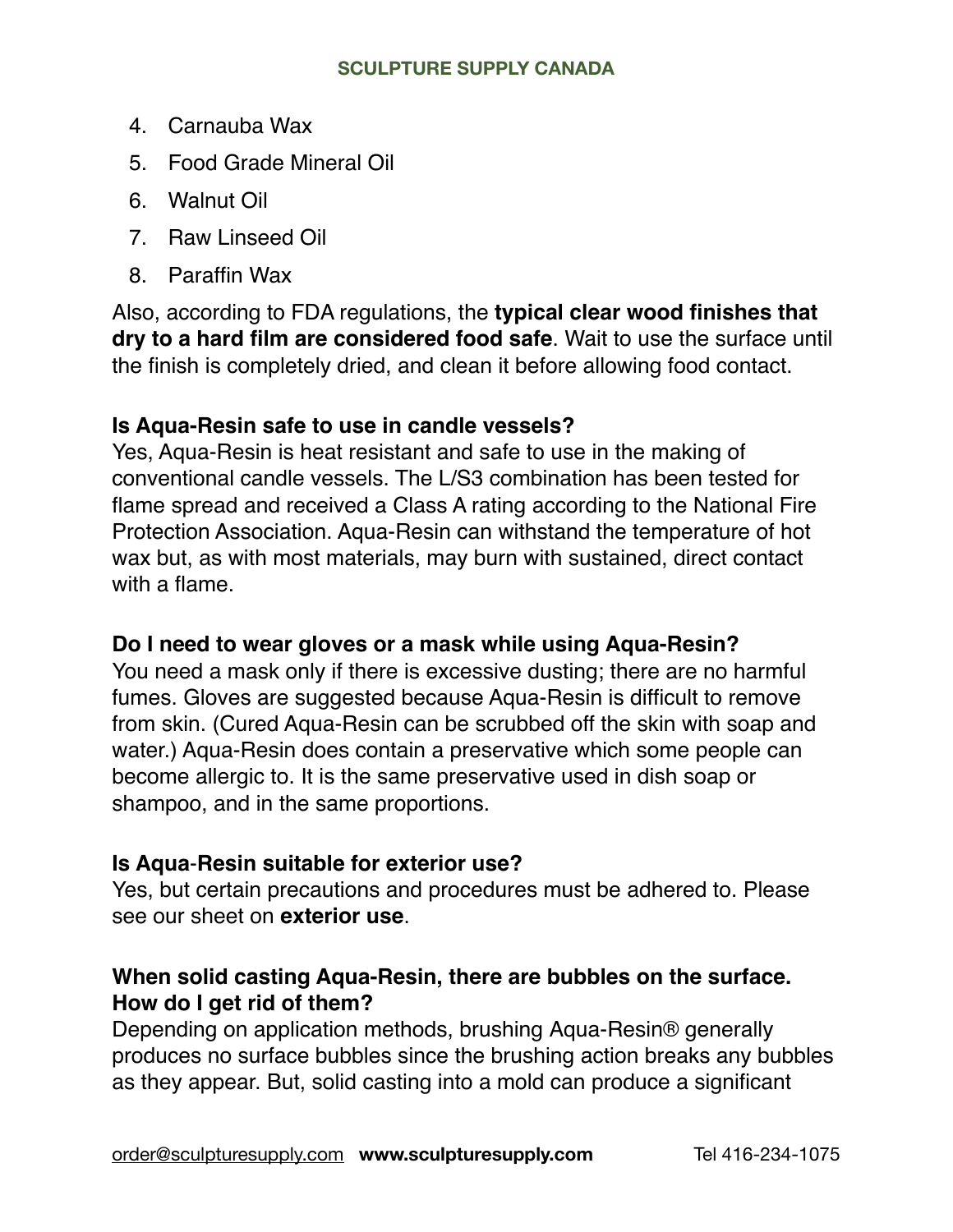4. Carnauba Wax
5. Food Grade Mineral Oil
6. Walnut Oil
7. Raw Linseed Oil
8. Paraffin Wax

Also, according to FDA regulations, the **typical clear wood finishes that dry to a hard film are considered food safe**. Wait to use the surface until the finish is completely dried, and clean it before allowing food contact.

**Is Aqua-Resin safe to use in candle vessels?**

Yes, Aqua-Resin is heat resistant and safe to use in the making of conventional candle vessels. The L/S3 combination has been tested for flame spread and received a Class A rating according to the National Fire Protection Association. Aqua-Resin can withstand the temperature of hot wax but, as with most materials, may burn with sustained, direct contact with a flame.

**Do I need to wear gloves or a mask while using Aqua-Resin?**

You need a mask only if there is excessive dusting; there are no harmful fumes. Gloves are suggested because Aqua-Resin is difficult to remove from skin. (Cured Aqua-Resin can be scrubbed off the skin with soap and water.) Aqua-Resin does contain a preservative which some people can become allergic to. It is the same preservative used in dish soap or shampoo, and in the same proportions.

**Is Aqua-Resin suitable for exterior use?**

Yes, but certain precautions and procedures must be adhered to. Please see our sheet on **exterior use**.

**When solid casting Aqua-Resin, there are bubbles on the surface. How do I get rid of them?**

Depending on application methods, brushing Aqua-Resin® generally produces no surface bubbles since the brushing action breaks any bubbles as they appear. But, solid casting into a mold can produce a significant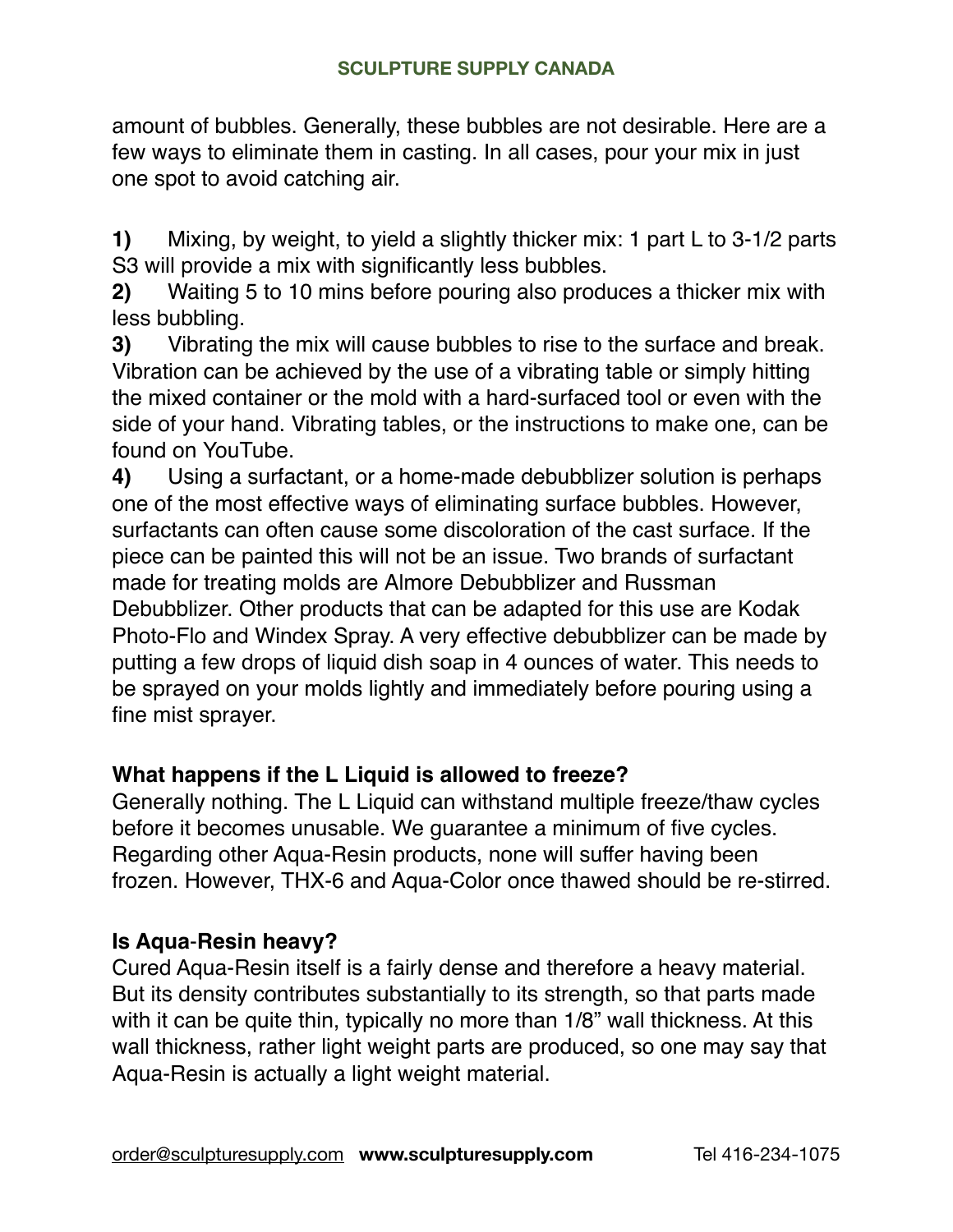amount of bubbles. Generally, these bubbles are not desirable. Here are a few ways to eliminate them in casting. In all cases, pour your mix in just one spot to avoid catching air.

**1)** Mixing, by weight, to yield a slightly thicker mix: 1 part L to 3-1/2 parts S3 will provide a mix with significantly less bubbles.

**2)** Waiting 5 to 10 mins before pouring also produces a thicker mix with less bubbling.

**3)** Vibrating the mix will cause bubbles to rise to the surface and break. Vibration can be achieved by the use of a vibrating table or simply hitting the mixed container or the mold with a hard-surfaced tool or even with the side of your hand. Vibrating tables, or the instructions to make one, can be found on YouTube.

**4)** Using a surfactant, or a home-made debubblizer solution is perhaps one of the most effective ways of eliminating surface bubbles. However, surfactants can often cause some discoloration of the cast surface. If the piece can be painted this will not be an issue. Two brands of surfactant made for treating molds are Almore Debubblizer and Russman Debubblizer. Other products that can be adapted for this use are Kodak Photo-Flo and Windex Spray. A very effective debubblizer can be made by putting a few drops of liquid dish soap in 4 ounces of water. This needs to be sprayed on your molds lightly and immediately before pouring using a fine mist sprayer.

### What happens if the L Liquid is allowed to freeze?

Generally nothing. The L Liquid can withstand multiple freeze/thaw cycles before it becomes unusable. We guarantee a minimum of five cycles. Regarding other Aqua-Resin products, none will suffer having been frozen. However, THX-6 and Aqua-Color once thawed should be re-stirred.

### Is Aqua-Resin heavy?

Cured Aqua-Resin itself is a fairly dense and therefore a heavy material. But its density contributes substantially to its strength, so that parts made with it can be quite thin, typically no more than 1/8" wall thickness. At this wall thickness, rather light weight parts are produced, so one may say that Aqua-Resin is actually a light weight material.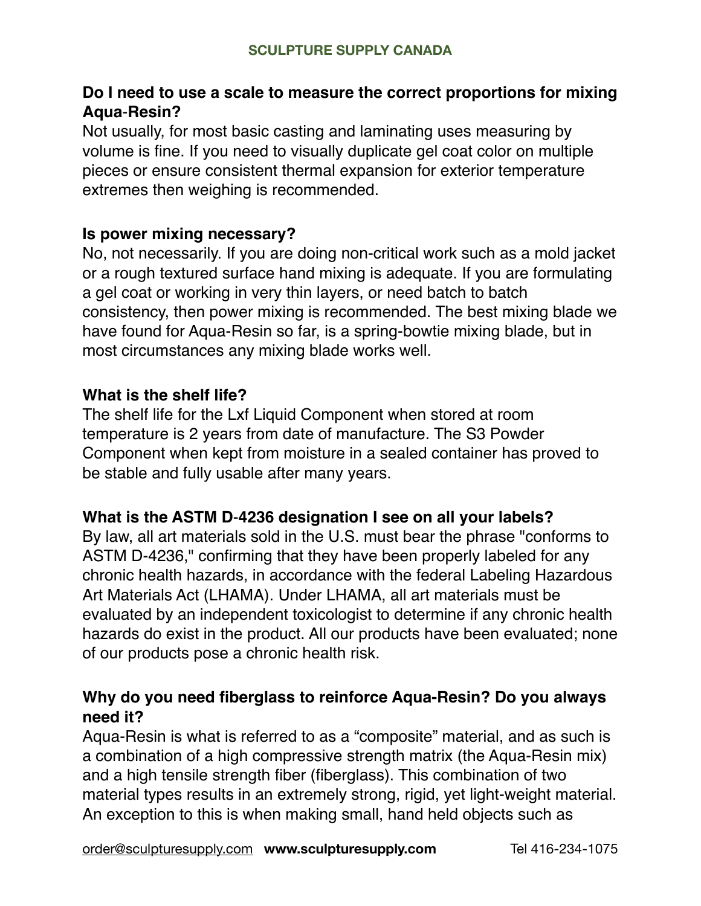**Do I need to use a scale to measure the correct proportions for mixing Aqua-Resin?**

Not usually, for most basic casting and laminating uses measuring by volume is fine. If you need to visually duplicate gel coat color on multiple pieces or ensure consistent thermal expansion for exterior temperature extremes then weighing is recommended.

**Is power mixing necessary?**

No, not necessarily. If you are doing non-critical work such as a mold jacket or a rough textured surface hand mixing is adequate. If you are formulating a gel coat or working in very thin layers, or need batch to batch consistency, then power mixing is recommended. The best mixing blade we have found for Aqua-Resin so far, is a spring-bowtie mixing blade, but in most circumstances any mixing blade works well.

**What is the shelf life?**

The shelf life for the Lxf Liquid Component when stored at room temperature is 2 years from date of manufacture. The S3 Powder Component when kept from moisture in a sealed container has proved to be stable and fully usable after many years.

**What is the ASTM D-4236 designation I see on all your labels?**

By law, all art materials sold in the U.S. must bear the phrase "conforms to ASTM D-4236," confirming that they have been properly labeled for any chronic health hazards, in accordance with the federal Labeling Hazardous Art Materials Act (LHAMA). Under LHAMA, all art materials must be evaluated by an independent toxicologist to determine if any chronic health hazards do exist in the product. All our products have been evaluated; none of our products pose a chronic health risk.

**Why do you need fiberglass to reinforce Aqua-Resin? Do you always need it?**

Aqua-Resin is what is referred to as a “composite” material, and as such is a combination of a high compressive strength matrix (the Aqua-Resin mix) and a high tensile strength fiber (fiberglass). This combination of two material types results in an extremely strong, rigid, yet light-weight material. An exception to this is when making small, hand held objects such as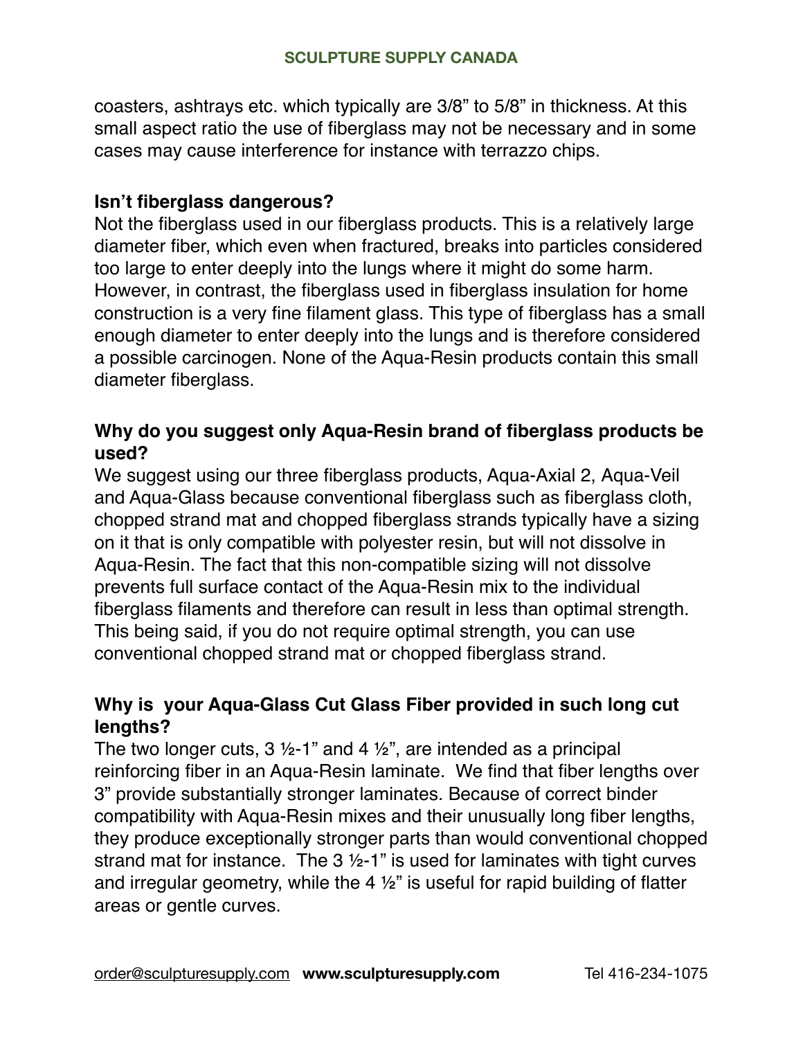coasters, ashtrays etc. which typically are 3/8" to 5/8" in thickness. At this small aspect ratio the use of fiberglass may not be necessary and in some cases may cause interference for instance with terrazzo chips.

**Isn't fiberglass dangerous?**

Not the fiberglass used in our fiberglass products. This is a relatively large diameter fiber, which even when fractured, breaks into particles considered too large to enter deeply into the lungs where it might do some harm. However, in contrast, the fiberglass used in fiberglass insulation for home construction is a very fine filament glass. This type of fiberglass has a small enough diameter to enter deeply into the lungs and is therefore considered a possible carcinogen. None of the Aqua-Resin products contain this small diameter fiberglass.

**Why do you suggest only Aqua-Resin brand of fiberglass products be used?**

We suggest using our three fiberglass products, Aqua-Axial 2, Aqua-Veil and Aqua-Glass because conventional fiberglass such as fiberglass cloth, chopped strand mat and chopped fiberglass strands typically have a sizing on it that is only compatible with polyester resin, but will not dissolve in Aqua-Resin. The fact that this non-compatible sizing will not dissolve prevents full surface contact of the Aqua-Resin mix to the individual fiberglass filaments and therefore can result in less than optimal strength. This being said, if you do not require optimal strength, you can use conventional chopped strand mat or chopped fiberglass strand.

**Why is your Aqua-Glass Cut Glass Fiber provided in such long cut lengths?**

The two longer cuts, 3 ½-1" and 4 ½", are intended as a principal reinforcing fiber in an Aqua-Resin laminate. We find that fiber lengths over 3" provide substantially stronger laminates. Because of correct binder compatibility with Aqua-Resin mixes and their unusually long fiber lengths, they produce exceptionally stronger parts than would conventional chopped strand mat for instance. The 3 ½-1" is used for laminates with tight curves and irregular geometry, while the 4 ½" is useful for rapid building of flatter areas or gentle curves.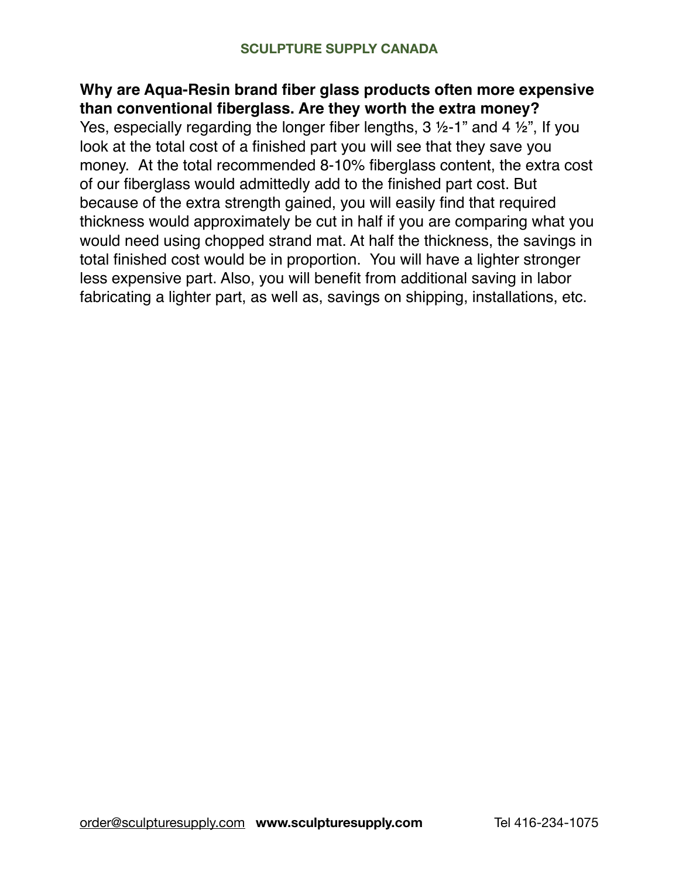**Why are Aqua-Resin brand fiber glass products often more expensive than conventional fiberglass. Are they worth the extra money?**

Yes, especially regarding the longer fiber lengths, 3 ½-1" and 4 ½", If you look at the total cost of a finished part you will see that they save you money. At the total recommended 8-10% fiberglass content, the extra cost of our fiberglass would admittedly add to the finished part cost. But because of the extra strength gained, you will easily find that required thickness would approximately be cut in half if you are comparing what you would need using chopped strand mat. At half the thickness, the savings in total finished cost would be in proportion. You will have a lighter stronger less expensive part. Also, you will benefit from additional saving in labor fabricating a lighter part, as well as, savings on shipping, installations, etc.